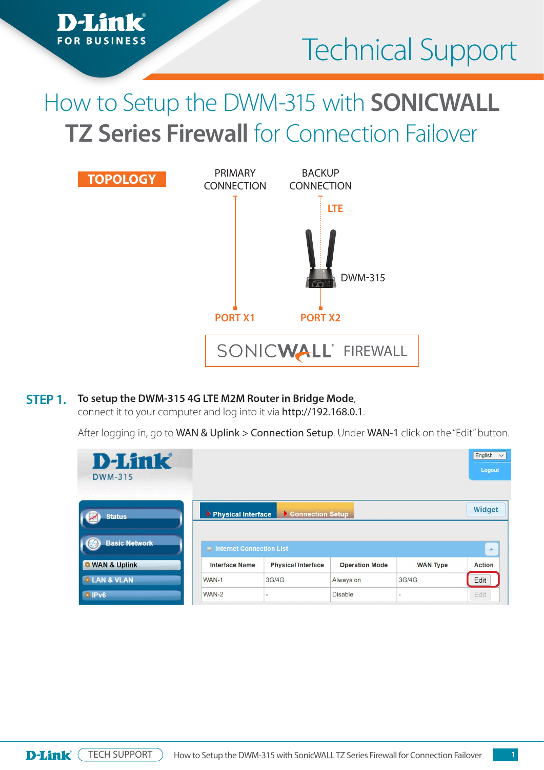# How to Setup the DWM-315 with **SONICWALL TZ Series Firewall** for Connection Failover

**TOPOLOGY**

PRIMARY CONNECTION — PORT X1

BACKUP CONNECTION — LTE — DWM-315 — PORT X2

SONICWALL FIREWALL

**STEP 1.** **To setup the DWM-315 4G LTE M2M Router in Bridge Mode**, connect it to your computer and log into it via http://192.168.0.1.

After logging in, go to WAN & Uplink > Connection Setup. Under WAN-1 click on the "Edit" button.

Internet Connection List

| Interface Name | Physical Interface | Operation Mode | WAN Type | Action |
|---|---|---|---|---|
| WAN-1 | 3G/4G | Always on | 3G/4G | Edit |
| WAN-2 | - | Disable | - | Edit |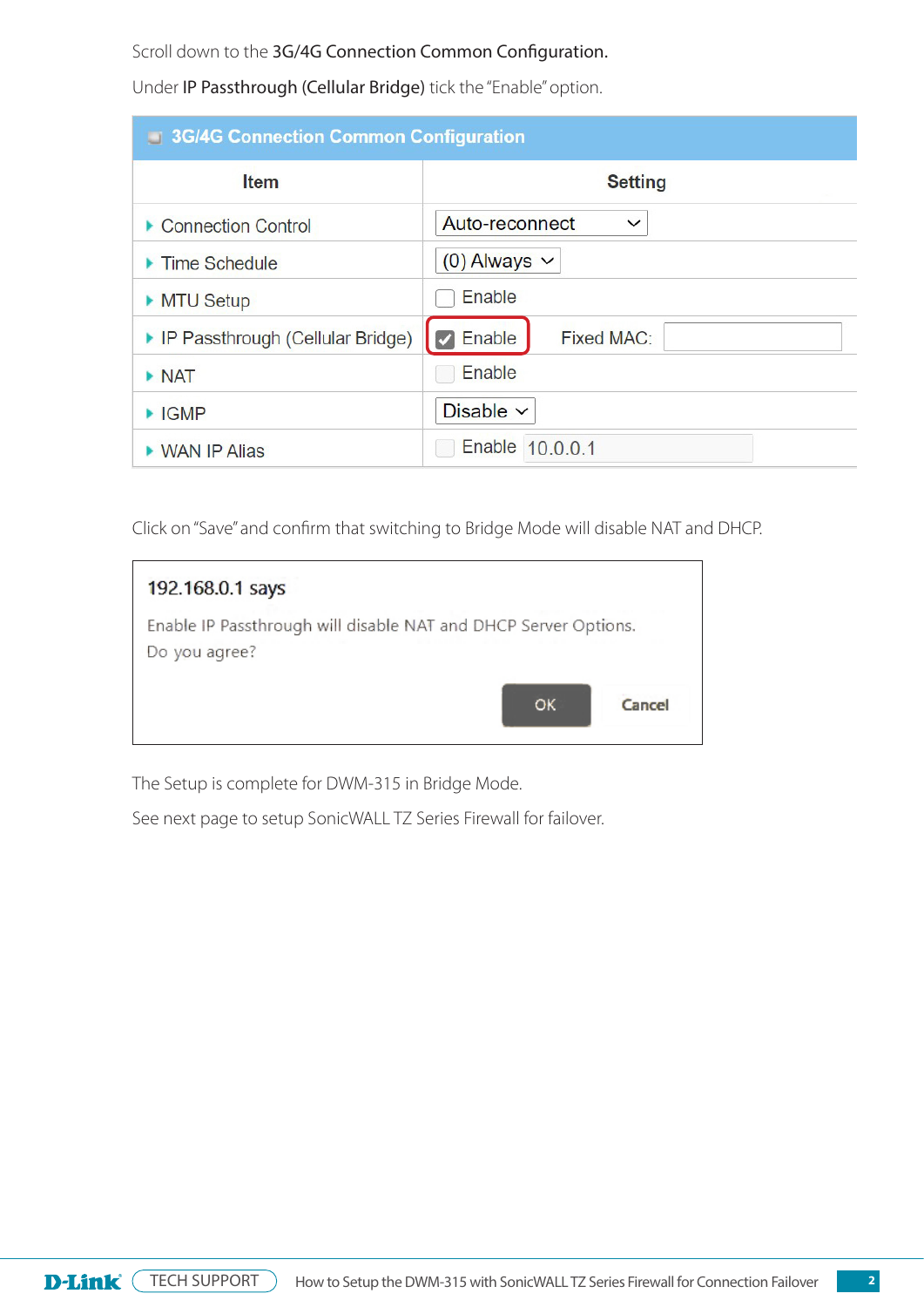Scroll down to the **3G/4G Connection Common Configuration.**

Under **IP Passthrough (Cellular Bridge)** tick the "Enable" option.

| 3G/4G Connection Common Configuration | |
|---|---|
| **Item** | **Setting** |
| Connection Control | Auto-reconnect |
| Time Schedule | (0) Always |
| MTU Setup | ☐ Enable |
| IP Passthrough (Cellular Bridge) | ☑ Enable Fixed MAC: |
| NAT | ☐ Enable |
| IGMP | Disable |
| WAN IP Alias | ☐ Enable 10.0.0.1 |

Click on "Save" and confirm that switching to Bridge Mode will disable NAT and DHCP.

> **192.168.0.1 says**
>
> Enable IP Passthrough will disable NAT and DHCP Server Options.
> Do you agree?
>
> OK Cancel

The Setup is complete for DWM-315 in Bridge Mode.

See next page to setup SonicWALL TZ Series Firewall for failover.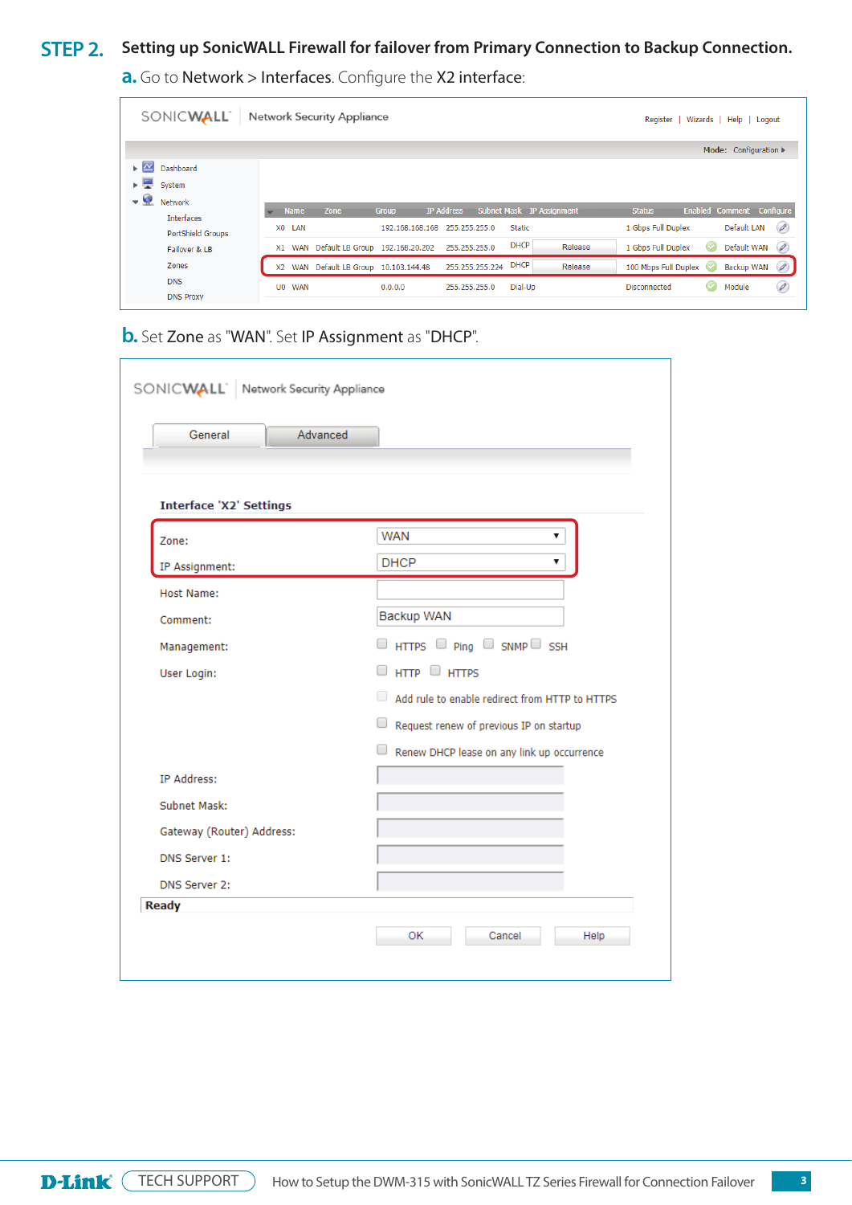## STEP 2. Setting up SonicWALL Firewall for failover from Primary Connection to Backup Connection.

**a.** Go to Network > Interfaces. Configure the X2 interface:

SONICWALL | Network Security Appliance — Register | Wizards | Help | Logout

Mode: Configuration

- Dashboard
- System
- Network
  - Interfaces
  - PortShield Groups
  - Failover & LB
  - Zones
  - DNS
  - DNS Proxy

| Name | Zone | Group | IP Address | Subnet Mask | IP Assignment | | Status | Enabled | Comment | Configure |
|---|---|---|---|---|---|---|---|---|---|---|
| X0 | LAN | | 192.168.168.168 | 255.255.255.0 | Static | | 1 Gbps Full Duplex | | Default LAN | |
| X1 | WAN | Default LB Group | 192.168.20.202 | 255.255.255.0 | DHCP | Release | 1 Gbps Full Duplex | | Default WAN | |
| X2 | WAN | Default LB Group | 10.103.144.48 | 255.255.255.224 | DHCP | Release | 100 Mbps Full Duplex | | Backup WAN | |
| U0 | WAN | | 0.0.0.0 | 255.255.255.0 | Dial-Up | | Disconnected | | Module | |

**b.** Set Zone as "WAN". Set IP Assignment as "DHCP".

SONICWALL | Network Security Appliance

General | Advanced

**Interface 'X2' Settings**

- Zone: WAN
- IP Assignment: DHCP
- Host Name:
- Comment: Backup WAN
- Management: HTTPS, Ping, SNMP, SSH
- User Login: HTTP, HTTPS
  - Add rule to enable redirect from HTTP to HTTPS
  - Request renew of previous IP on startup
  - Renew DHCP lease on any link up occurrence
- IP Address:
- Subnet Mask:
- Gateway (Router) Address:
- DNS Server 1:
- DNS Server 2:

**Ready**

OK | Cancel | Help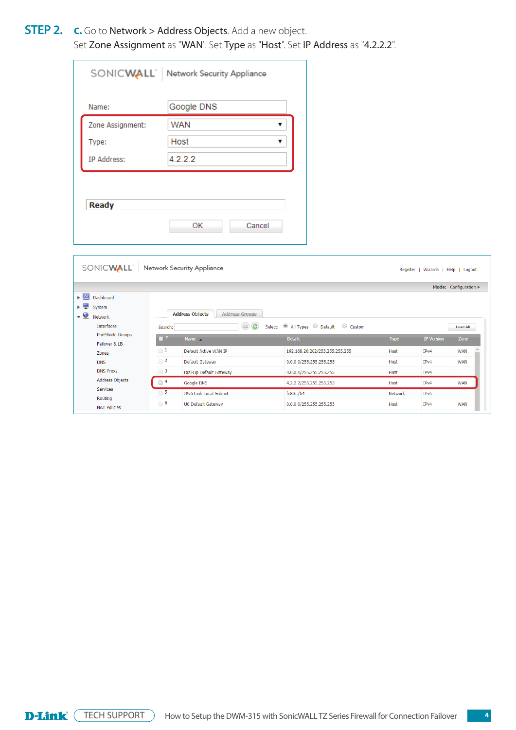**STEP 2.** **c.** Go to **Network** > **Address Objects**. Add a new object. Set **Zone Assignment** as "**WAN**". Set **Type** as "**Host**". Set **IP Address** as "**4.2.2.2**".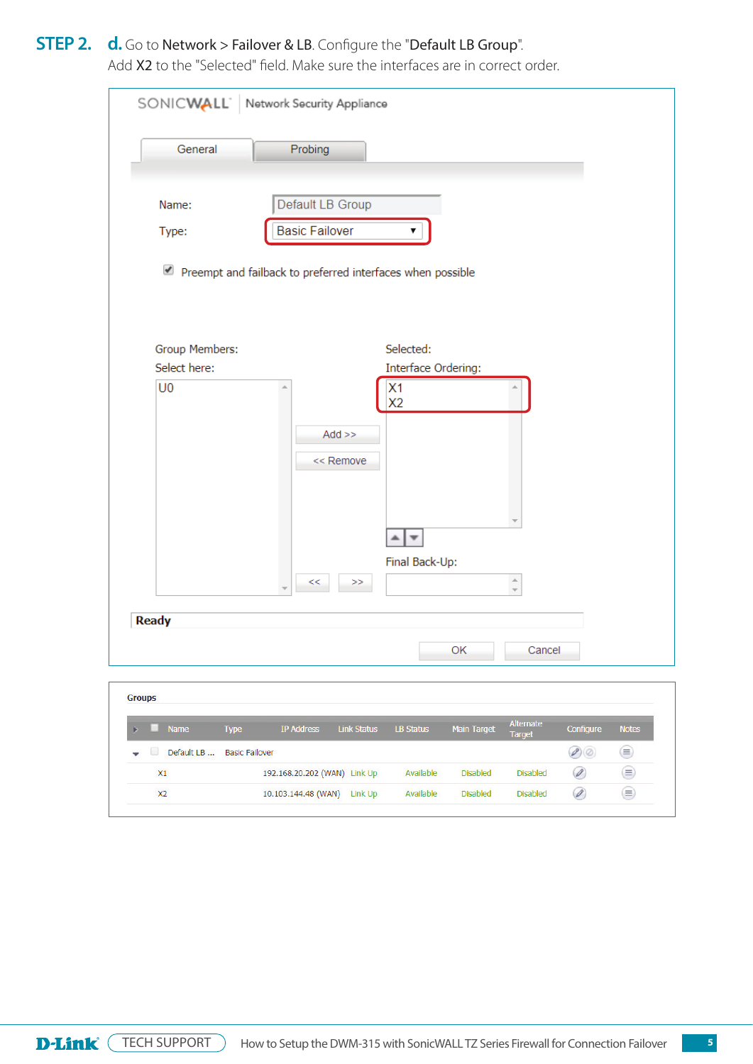**STEP 2.** **d.** Go to **Network** > **Failover & LB**. Configure the "**Default LB Group**". Add **X2** to the "Selected" field. Make sure the interfaces are in correct order.

SONICWALL | Network Security Appliance

General | Probing

Name: Default LB Group

Type: Basic Failover

☑ Preempt and failback to preferred interfaces when possible

Group Members:
Select here:
U0

Add >>
<< Remove

Selected:
Interface Ordering:
X1
X2

Final Back-Up:

Ready

OK | Cancel

**Groups**

| Name | Type | IP Address | Link Status | LB Status | Main Target | Alternate Target | Configure | Notes |
|---|---|---|---|---|---|---|---|---|
| Default LB ... | Basic Failover | | | | | | | |
| X1 | | 192.168.20.202 (WAN) | Link Up | Available | Disabled | Disabled | | |
| X2 | | 10.103.144.48 (WAN) | Link Up | Available | Disabled | Disabled | | |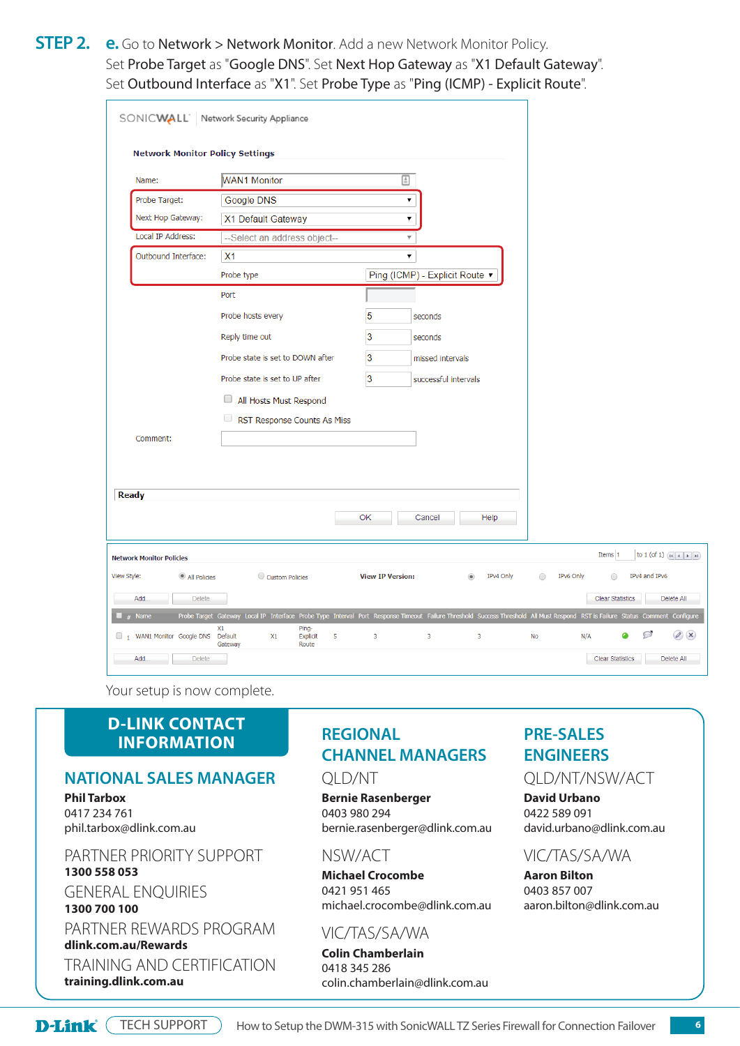**STEP 2.** **e.** Go to **Network > Network Monitor**. Add a new Network Monitor Policy. Set **Probe Target** as "Google DNS". Set **Next Hop Gateway** as "X1 Default Gateway". Set **Outbound Interface** as "X1". Set **Probe Type** as "Ping (ICMP) - Explicit Route".

SONICWALL Network Security Appliance

**Network Monitor Policy Settings**

| | |
|---|---|
| Name: | WAN1 Monitor |
| Probe Target: | Google DNS |
| Next Hop Gateway: | X1 Default Gateway |
| Local IP Address: | --Select an address object-- |
| Outbound Interface: | X1 |
| Probe type | Ping (ICMP) - Explicit Route |
| Port | |
| Probe hosts every | 5 seconds |
| Reply time out | 3 seconds |
| Probe state is set to DOWN after | 3 missed intervals |
| Probe state is set to UP after | 3 successful intervals |
| All Hosts Must Respond | ☐ |
| RST Response Counts As Miss | ☐ |
| Comment: | |

Ready

OK | Cancel | Help

**Network Monitor Policies**

Items 1 to 1 (of 1)

View Style: ◉ All Policies ○ Custom Policies    View IP Version: ◉ IPv4 Only ○ IPv6 Only ○ IPv4 and IPv6

Add... | Delete | Clear Statistics | Delete All

| # | Name | Probe Target | Gateway | Local IP | Interface | Probe Type | Interval | Port | Response Timeout | Failure Threshold | Success Threshold | All Must Respond | RST is Failure | Status | Comment | Configure |
|---|---|---|---|---|---|---|---|---|---|---|---|---|---|---|---|---|
| 1 | WAN1 Monitor | Google DNS | X1 Default Gateway | | X1 | Ping-Explicit Route | 5 | | 3 | 3 | 3 | No | N/A | | | |

Add... | Delete | Clear Statistics | Delete All

Your setup is now complete.

## D-LINK CONTACT INFORMATION

### NATIONAL SALES MANAGER

**Phil Tarbox**
0417 234 761
phil.tarbox@dlink.com.au

PARTNER PRIORITY SUPPORT
**1300 558 053**

GENERAL ENQUIRIES
**1300 700 100**

PARTNER REWARDS PROGRAM
**dlink.com.au/Rewards**

TRAINING AND CERTIFICATION
**training.dlink.com.au**

### REGIONAL CHANNEL MANAGERS

QLD/NT
**Bernie Rasenberger**
0403 980 294
bernie.rasenberger@dlink.com.au

NSW/ACT
**Michael Crocombe**
0421 951 465
michael.crocombe@dlink.com.au

VIC/TAS/SA/WA
**Colin Chamberlain**
0418 345 286
colin.chamberlain@dlink.com.au

### PRE-SALES ENGINEERS

QLD/NT/NSW/ACT
**David Urbano**
0422 589 091
david.urbano@dlink.com.au

VIC/TAS/SA/WA
**Aaron Bilton**
0403 857 007
aaron.bilton@dlink.com.au